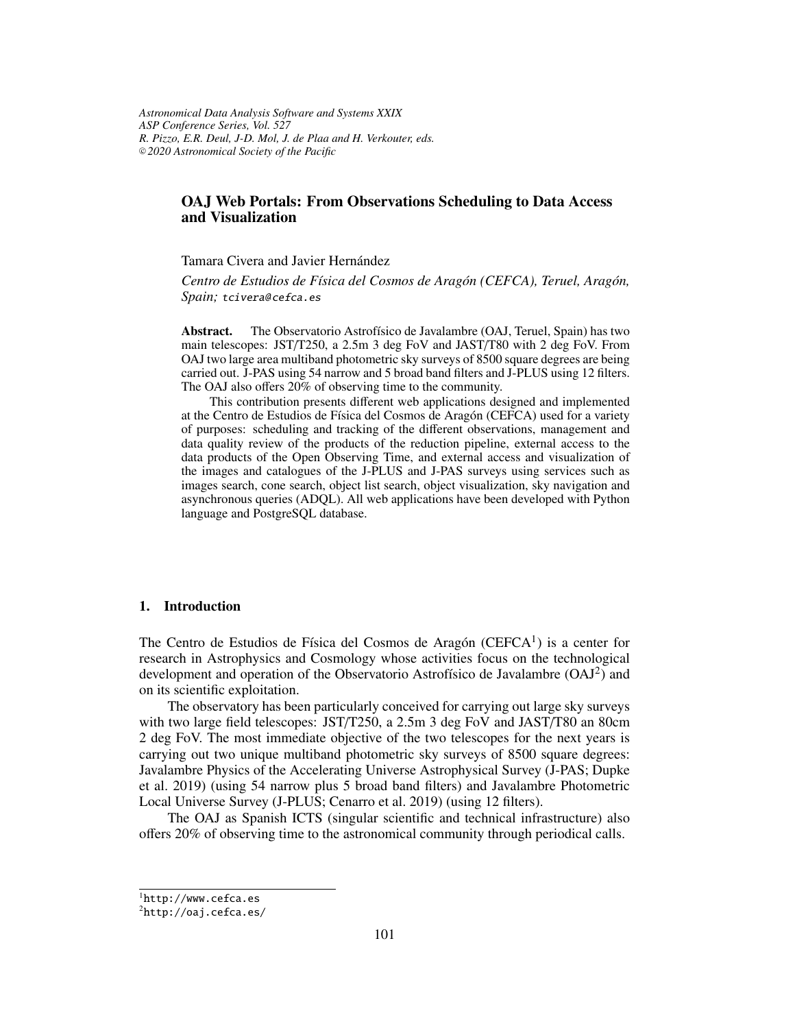# OAJ Web Portals: From Observations Scheduling to Data Access and Visualization

Tamara Civera and Javier Hernández

*Centro de Estudios de Física del Cosmos de Aragón (CEFCA), Teruel, Aragón, Spain;* tcivera@cefca.es

**Abstract.** The Observatorio Astrofísico de Javalambre (OAJ, Teruel, Spain) has two main telescopes: JST/T250, a 2.5m 3 deg FoV and JAST/T80 with 2 deg FoV. From OAJ two large area multiband photometric sky surveys of 8500 square degrees are being carried out. J-PAS using 54 narrow and 5 broad band filters and J-PLUS using 12 filters. The OAJ also offers 20% of observing time to the community.

This contribution presents different web applications designed and implemented at the Centro de Estudios de Física del Cosmos de Aragón (CEFCA) used for a variety of purposes: scheduling and tracking of the different observations, management and data quality review of the products of the reduction pipeline, external access to the data products of the Open Observing Time, and external access and visualization of the images and catalogues of the J-PLUS and J-PAS surveys using services such as images search, cone search, object list search, object visualization, sky navigation and asynchronous queries (ADQL). All web applications have been developed with Python language and PostgreSQL database.

## 1. Introduction

The Centro de Estudios de Física del Cosmos de Aragón (CEFCA[1]) is a center for research in Astrophysics and Cosmology whose activities focus on the technological development and operation of the Observatorio Astrofísico de Javalambre (OAJ[2]) and on its scientific exploitation.

The observatory has been particularly conceived for carrying out large sky surveys with two large field telescopes: JST/T250, a 2.5m 3 deg FoV and JAST/T80 an 80cm 2 deg FoV. The most immediate objective of the two telescopes for the next years is carrying out two unique multiband photometric sky surveys of 8500 square degrees: Javalambre Physics of the Accelerating Universe Astrophysical Survey (J-PAS; Dupke et al. 2019) (using 54 narrow plus 5 broad band filters) and Javalambre Photometric Local Universe Survey (J-PLUS; Cenarro et al. 2019) (using 12 filters).

The OAJ as Spanish ICTS (singular scientific and technical infrastructure) also offers 20% of observing time to the astronomical community through periodical calls.

[1] http://www.cefca.es

[2] http://oaj.cefca.es/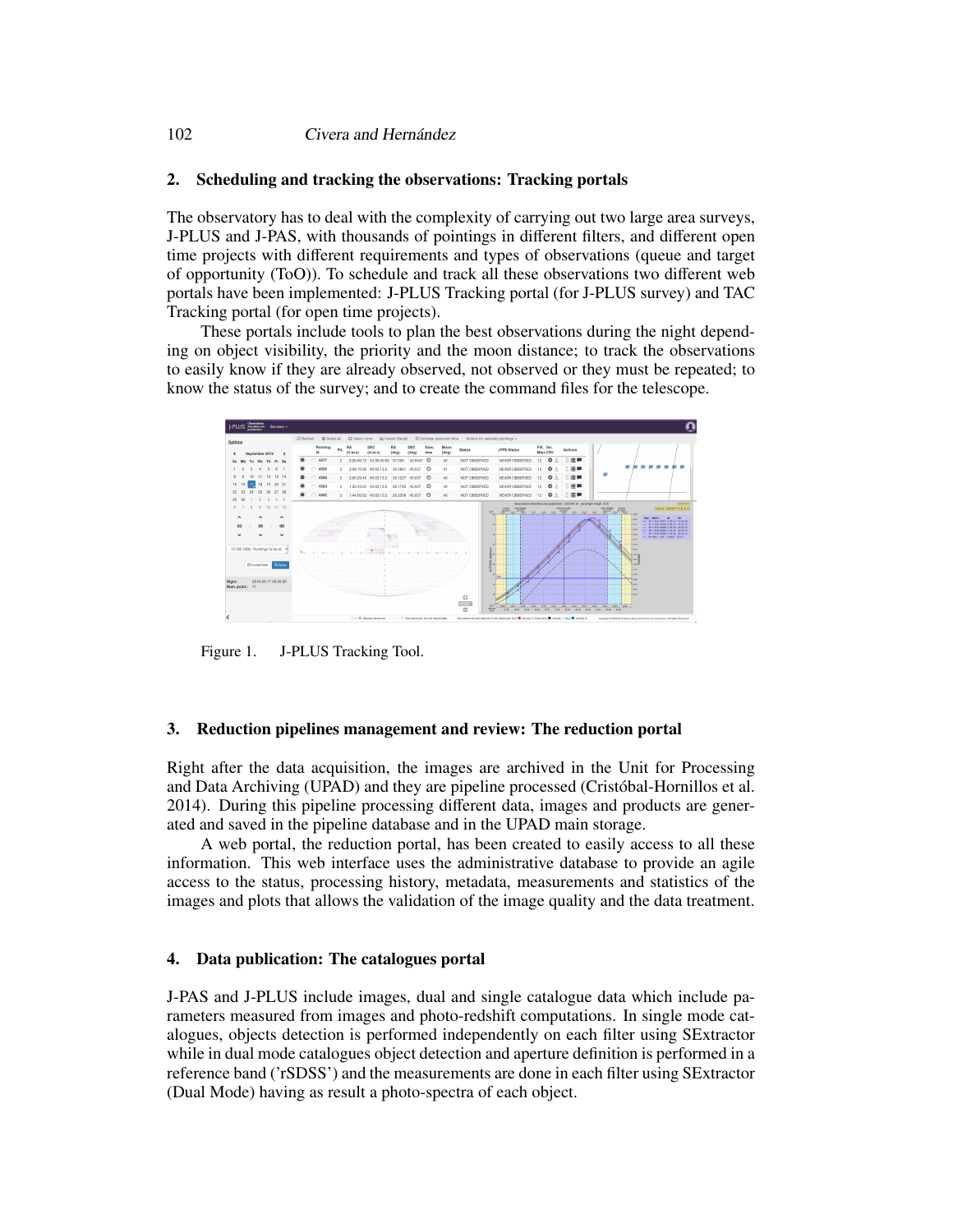## 2. Scheduling and tracking the observations: Tracking portals

The observatory has to deal with the complexity of carrying out two large area surveys, J-PLUS and J-PAS, with thousands of pointings in different filters, and different open time projects with different requirements and types of observations (queue and target of opportunity (ToO)). To schedule and track all these observations two different web portals have been implemented: J-PLUS Tracking portal (for J-PLUS survey) and TAC Tracking portal (for open time projects).

These portals include tools to plan the best observations during the night depending on object visibility, the priority and the moon distance; to track the observations to easily know if they are already observed, not observed or they must be repeated; to know the status of the survey; and to create the command files for the telescope.

Figure 1. J-PLUS Tracking Tool.

## 3. Reduction pipelines management and review: The reduction portal

Right after the data acquisition, the images are archived in the Unit for Processing and Data Archiving (UPAD) and they are pipeline processed (Cristóbal-Hornillos et al. 2014). During this pipeline processing different data, images and products are generated and saved in the pipeline database and in the UPAD main storage.

A web portal, the reduction portal, has been created to easily access to all these information. This web interface uses the administrative database to provide an agile access to the status, processing history, metadata, measurements and statistics of the images and plots that allows the validation of the image quality and the data treatment.

## 4. Data publication: The catalogues portal

J-PAS and J-PLUS include images, dual and single catalogue data which include parameters measured from images and photo-redshift computations. In single mode catalogues, objects detection is performed independently on each filter using SExtractor while in dual mode catalogues object detection and aperture definition is performed in a reference band ('rSDSS') and the measurements are done in each filter using SExtractor (Dual Mode) having as result a photo-spectra of each object.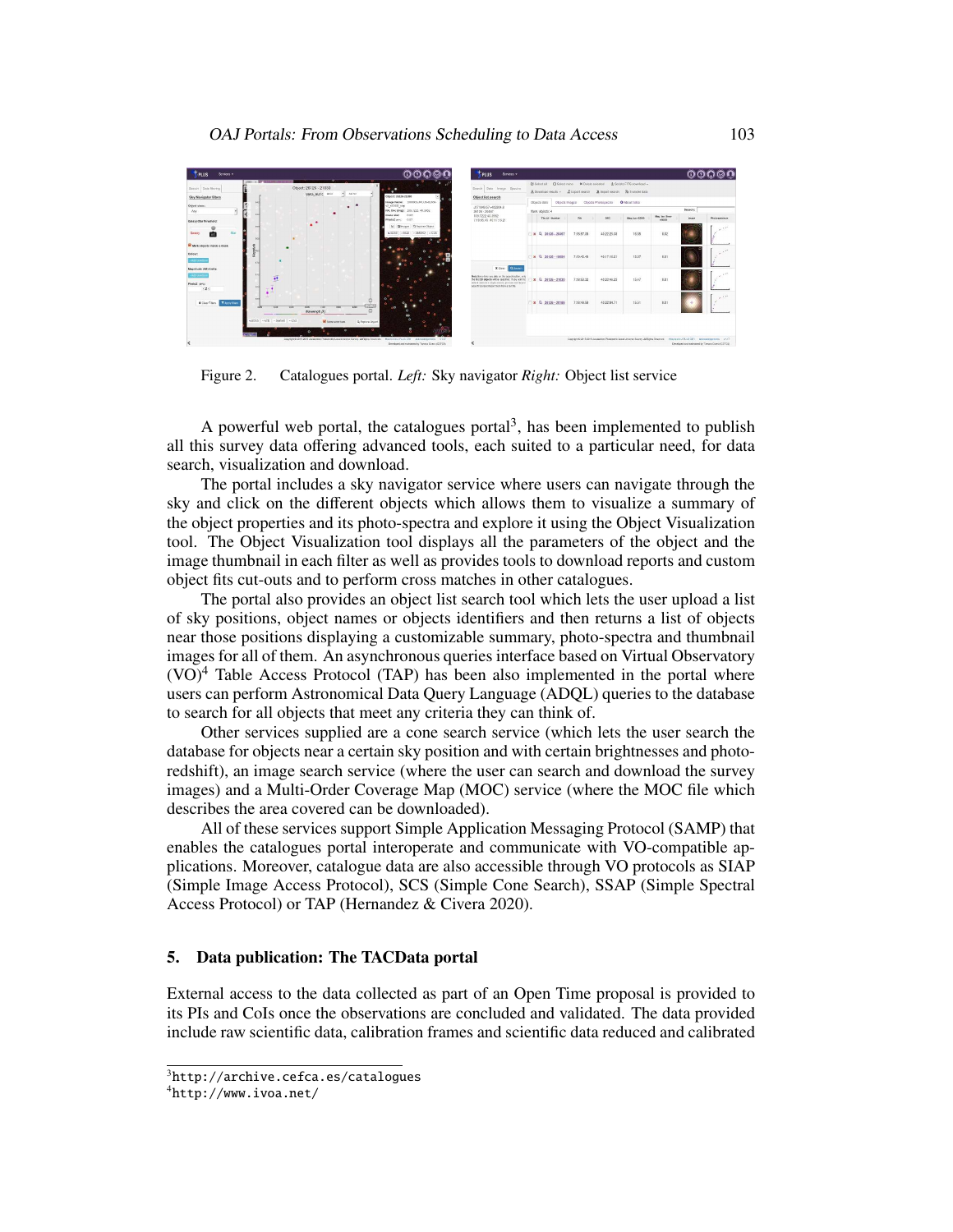Figure 2. Catalogues portal. *Left:* Sky navigator *Right:* Object list service

A powerful web portal, the catalogues portal[3], has been implemented to publish all this survey data offering advanced tools, each suited to a particular need, for data search, visualization and download.

The portal includes a sky navigator service where users can navigate through the sky and click on the different objects which allows them to visualize a summary of the object properties and its photo-spectra and explore it using the Object Visualization tool. The Object Visualization tool displays all the parameters of the object and the image thumbnail in each filter as well as provides tools to download reports and custom object fits cut-outs and to perform cross matches in other catalogues.

The portal also provides an object list search tool which lets the user upload a list of sky positions, object names or objects identifiers and then returns a list of objects near those positions displaying a customizable summary, photo-spectra and thumbnail images for all of them. An asynchronous queries interface based on Virtual Observatory (VO)[4] Table Access Protocol (TAP) has been also implemented in the portal where users can perform Astronomical Data Query Language (ADQL) queries to the database to search for all objects that meet any criteria they can think of.

Other services supplied are a cone search service (which lets the user search the database for objects near a certain sky position and with certain brightnesses and photo-redshift), an image search service (where the user can search and download the survey images) and a Multi-Order Coverage Map (MOC) service (where the MOC file which describes the area covered can be downloaded).

All of these services support Simple Application Messaging Protocol (SAMP) that enables the catalogues portal interoperate and communicate with VO-compatible applications. Moreover, catalogue data are also accessible through VO protocols as SIAP (Simple Image Access Protocol), SCS (Simple Cone Search), SSAP (Simple Spectral Access Protocol) or TAP (Hernandez & Civera 2020).

## 5. Data publication: The TACData portal

External access to the data collected as part of an Open Time proposal is provided to its PIs and CoIs once the observations are concluded and validated. The data provided include raw scientific data, calibration frames and scientific data reduced and calibrated

[3] `http://archive.cefca.es/catalogues`

[4] `http://www.ivoa.net/`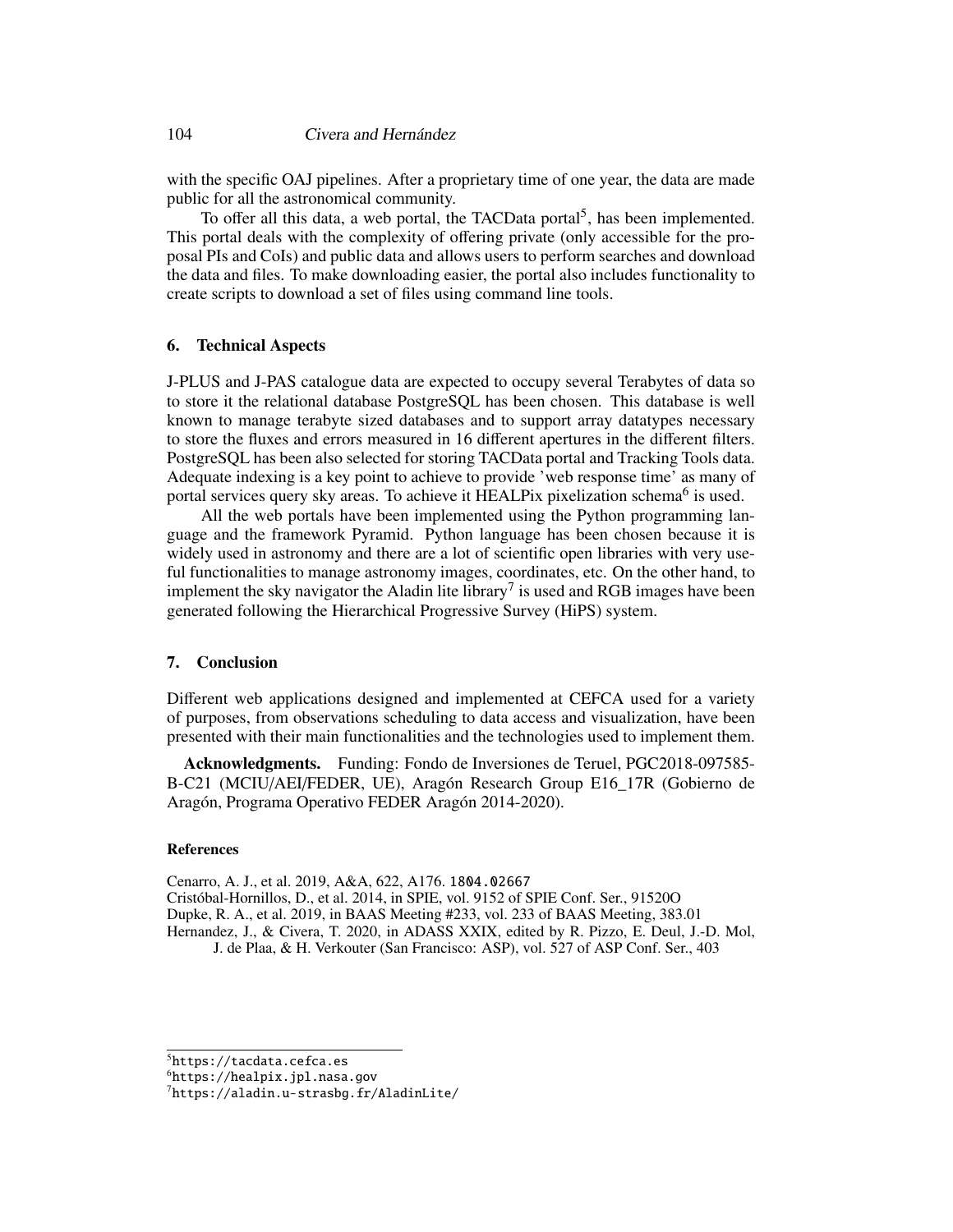with the specific OAJ pipelines. After a proprietary time of one year, the data are made public for all the astronomical community.

To offer all this data, a web portal, the TACData portal[5], has been implemented. This portal deals with the complexity of offering private (only accessible for the proposal PIs and CoIs) and public data and allows users to perform searches and download the data and files. To make downloading easier, the portal also includes functionality to create scripts to download a set of files using command line tools.

## 6. Technical Aspects

J-PLUS and J-PAS catalogue data are expected to occupy several Terabytes of data so to store it the relational database PostgreSQL has been chosen. This database is well known to manage terabyte sized databases and to support array datatypes necessary to store the fluxes and errors measured in 16 different apertures in the different filters. PostgreSQL has been also selected for storing TACData portal and Tracking Tools data. Adequate indexing is a key point to achieve to provide 'web response time' as many of portal services query sky areas. To achieve it HEALPix pixelization schema[6] is used.

All the web portals have been implemented using the Python programming language and the framework Pyramid. Python language has been chosen because it is widely used in astronomy and there are a lot of scientific open libraries with very useful functionalities to manage astronomy images, coordinates, etc. On the other hand, to implement the sky navigator the Aladin lite library[7] is used and RGB images have been generated following the Hierarchical Progressive Survey (HiPS) system.

## 7. Conclusion

Different web applications designed and implemented at CEFCA used for a variety of purposes, from observations scheduling to data access and visualization, have been presented with their main functionalities and the technologies used to implement them.

**Acknowledgments.** Funding: Fondo de Inversiones de Teruel, PGC2018-097585-B-C21 (MCIU/AEI/FEDER, UE), Aragón Research Group E16_17R (Gobierno de Aragón, Programa Operativo FEDER Aragón 2014-2020).

### References

Cenarro, A. J., et al. 2019, A&A, 622, A176. 1804.02667

Cristóbal-Hornillos, D., et al. 2014, in SPIE, vol. 9152 of SPIE Conf. Ser., 91520O

Dupke, R. A., et al. 2019, in BAAS Meeting #233, vol. 233 of BAAS Meeting, 383.01

Hernandez, J., & Civera, T. 2020, in ADASS XXIX, edited by R. Pizzo, E. Deul, J.-D. Mol, J. de Plaa, & H. Verkouter (San Francisco: ASP), vol. 527 of ASP Conf. Ser., 403

---

[5] https://tacdata.cefca.es

[6] https://healpix.jpl.nasa.gov

[7] https://aladin.u-strasbg.fr/AladinLite/